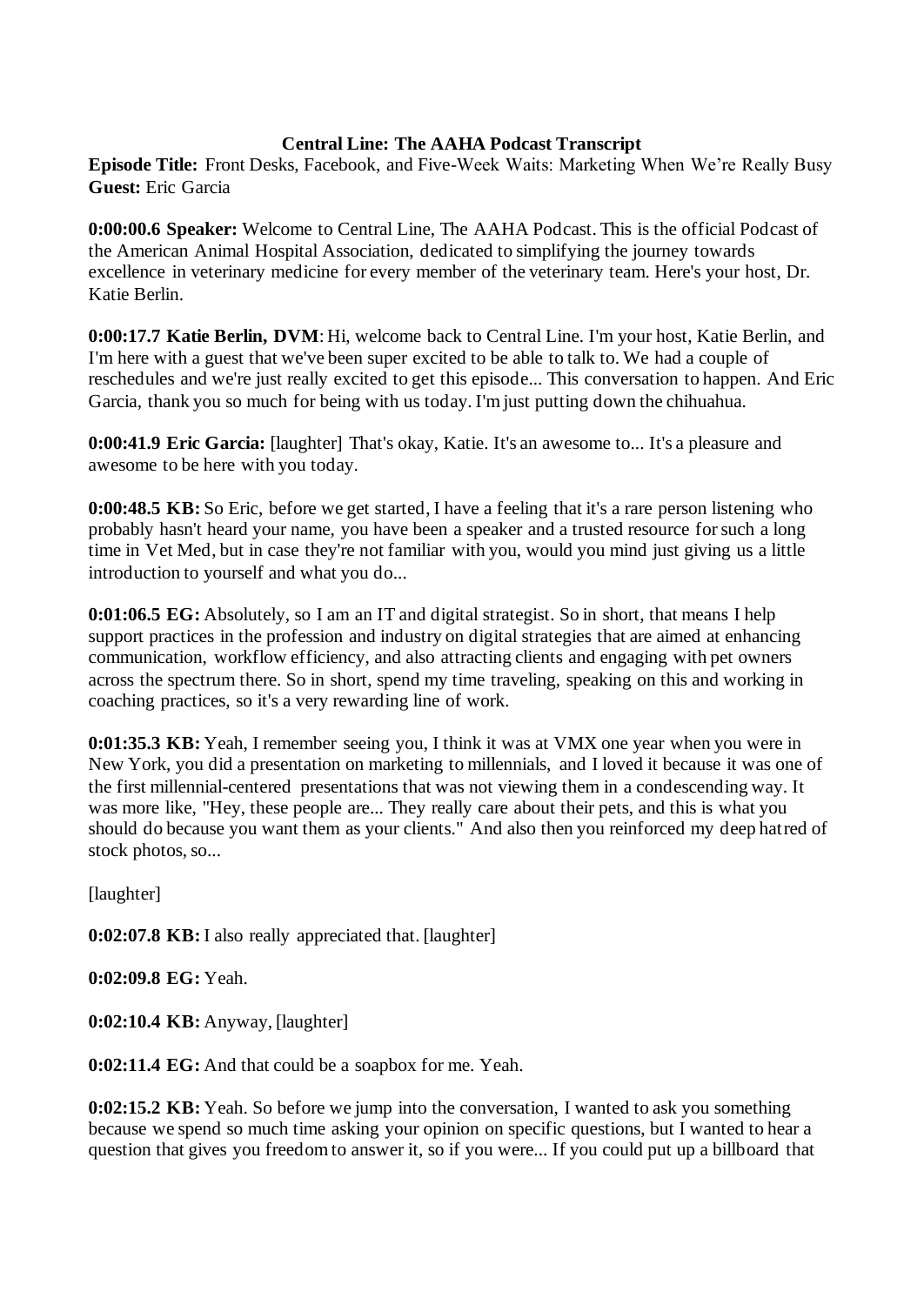**Central Line: The AAHA Podcast Transcript**

**Episode Title:** Front Desks, Facebook, and Five-Week Waits: Marketing When We're Really Busy
**Guest:** Eric Garcia

**0:00:00.6 Speaker:** Welcome to Central Line, The AAHA Podcast. This is the official Podcast of the American Animal Hospital Association, dedicated to simplifying the journey towards excellence in veterinary medicine for every member of the veterinary team. Here's your host, Dr. Katie Berlin.

**0:00:17.7 Katie Berlin, DVM**: Hi, welcome back to Central Line. I'm your host, Katie Berlin, and I'm here with a guest that we've been super excited to be able to talk to. We had a couple of reschedules and we're just really excited to get this episode... This conversation to happen. And Eric Garcia, thank you so much for being with us today. I'm just putting down the chihuahua.

**0:00:41.9 Eric Garcia:** [laughter] That's okay, Katie. It's an awesome to... It's a pleasure and awesome to be here with you today.

**0:00:48.5 KB:** So Eric, before we get started, I have a feeling that it's a rare person listening who probably hasn't heard your name, you have been a speaker and a trusted resource for such a long time in Vet Med, but in case they're not familiar with you, would you mind just giving us a little introduction to yourself and what you do...

**0:01:06.5 EG:** Absolutely, so I am an IT and digital strategist. So in short, that means I help support practices in the profession and industry on digital strategies that are aimed at enhancing communication, workflow efficiency, and also attracting clients and engaging with pet owners across the spectrum there. So in short, spend my time traveling, speaking on this and working in coaching practices, so it's a very rewarding line of work.

**0:01:35.3 KB:** Yeah, I remember seeing you, I think it was at VMX one year when you were in New York, you did a presentation on marketing to millennials, and I loved it because it was one of the first millennial-centered presentations that was not viewing them in a condescending way. It was more like, "Hey, these people are... They really care about their pets, and this is what you should do because you want them as your clients." And also then you reinforced my deep hatred of stock photos, so...

[laughter]

**0:02:07.8 KB:** I also really appreciated that. [laughter]

**0:02:09.8 EG:** Yeah.

**0:02:10.4 KB:** Anyway, [laughter]

**0:02:11.4 EG:** And that could be a soapbox for me. Yeah.

**0:02:15.2 KB:** Yeah. So before we jump into the conversation, I wanted to ask you something because we spend so much time asking your opinion on specific questions, but I wanted to hear a question that gives you freedom to answer it, so if you were... If you could put up a billboard that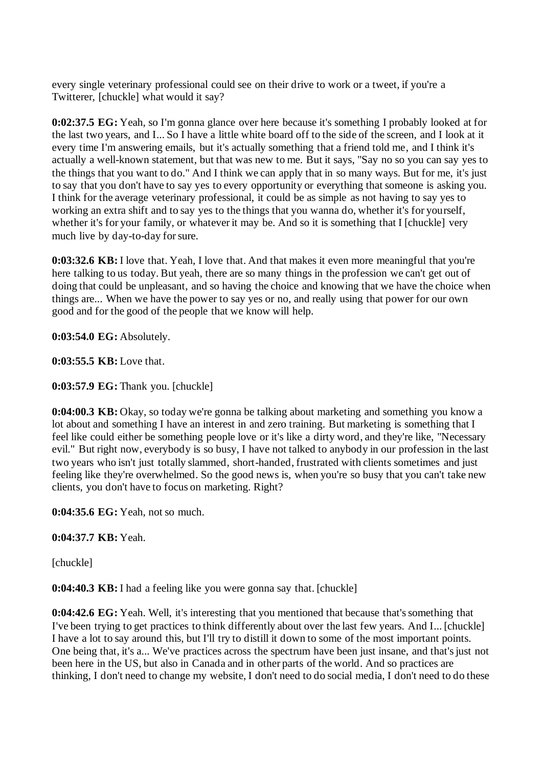every single veterinary professional could see on their drive to work or a tweet, if you're a Twitterer, [chuckle] what would it say?

**0:02:37.5 EG:** Yeah, so I'm gonna glance over here because it's something I probably looked at for the last two years, and I... So I have a little white board off to the side of the screen, and I look at it every time I'm answering emails, but it's actually something that a friend told me, and I think it's actually a well-known statement, but that was new to me. But it says, "Say no so you can say yes to the things that you want to do." And I think we can apply that in so many ways. But for me, it's just to say that you don't have to say yes to every opportunity or everything that someone is asking you. I think for the average veterinary professional, it could be as simple as not having to say yes to working an extra shift and to say yes to the things that you wanna do, whether it's for yourself, whether it's for your family, or whatever it may be. And so it is something that I [chuckle] very much live by day-to-day for sure.

**0:03:32.6 KB:** I love that. Yeah, I love that. And that makes it even more meaningful that you're here talking to us today. But yeah, there are so many things in the profession we can't get out of doing that could be unpleasant, and so having the choice and knowing that we have the choice when things are... When we have the power to say yes or no, and really using that power for our own good and for the good of the people that we know will help.

**0:03:54.0 EG:** Absolutely.

**0:03:55.5 KB:** Love that.

**0:03:57.9 EG:** Thank you. [chuckle]

**0:04:00.3 KB:** Okay, so today we're gonna be talking about marketing and something you know a lot about and something I have an interest in and zero training. But marketing is something that I feel like could either be something people love or it's like a dirty word, and they're like, "Necessary evil." But right now, everybody is so busy, I have not talked to anybody in our profession in the last two years who isn't just totally slammed, short-handed, frustrated with clients sometimes and just feeling like they're overwhelmed. So the good news is, when you're so busy that you can't take new clients, you don't have to focus on marketing. Right?

**0:04:35.6 EG:** Yeah, not so much.

**0:04:37.7 KB:** Yeah.

[chuckle]

**0:04:40.3 KB:** I had a feeling like you were gonna say that. [chuckle]

**0:04:42.6 EG:** Yeah. Well, it's interesting that you mentioned that because that's something that I've been trying to get practices to think differently about over the last few years. And I... [chuckle] I have a lot to say around this, but I'll try to distill it down to some of the most important points. One being that, it's a... We've practices across the spectrum have been just insane, and that's just not been here in the US, but also in Canada and in other parts of the world. And so practices are thinking, I don't need to change my website, I don't need to do social media, I don't need to do these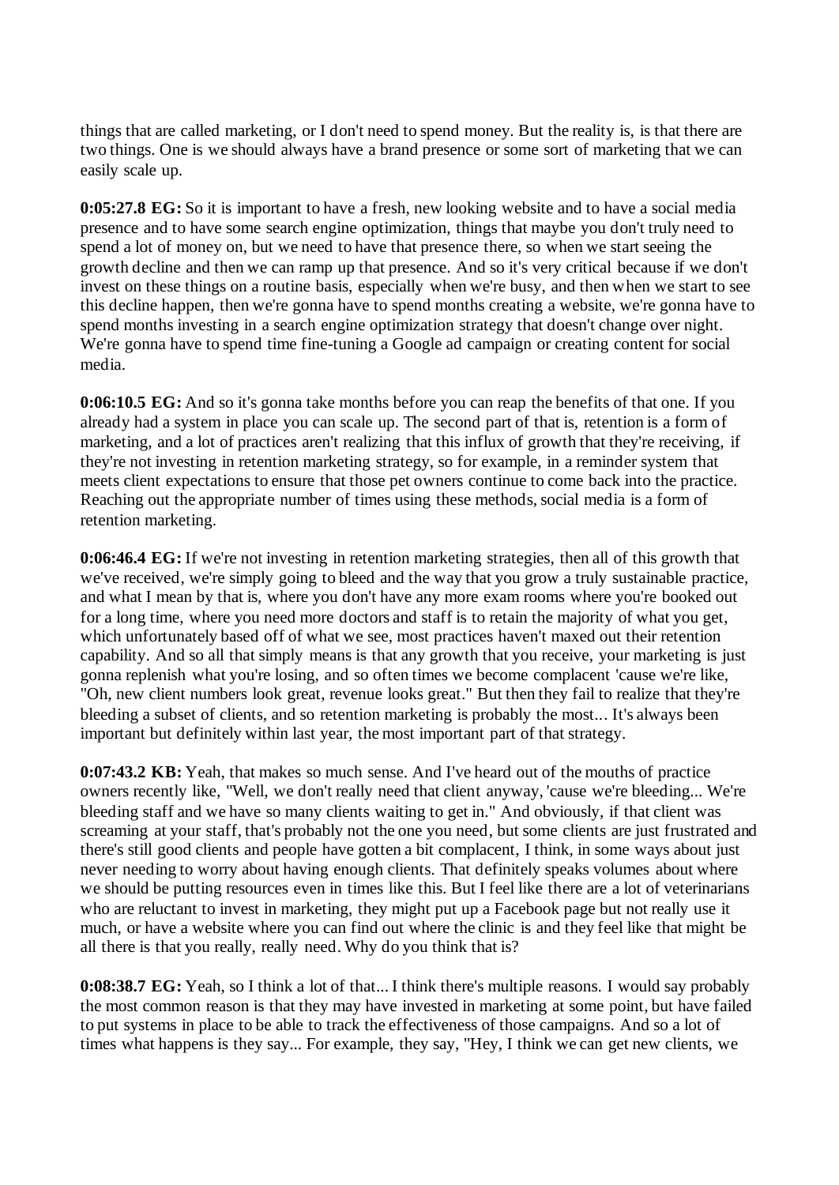things that are called marketing, or I don't need to spend money. But the reality is, is that there are two things. One is we should always have a brand presence or some sort of marketing that we can easily scale up.

**0:05:27.8 EG:** So it is important to have a fresh, new looking website and to have a social media presence and to have some search engine optimization, things that maybe you don't truly need to spend a lot of money on, but we need to have that presence there, so when we start seeing the growth decline and then we can ramp up that presence. And so it's very critical because if we don't invest on these things on a routine basis, especially when we're busy, and then when we start to see this decline happen, then we're gonna have to spend months creating a website, we're gonna have to spend months investing in a search engine optimization strategy that doesn't change over night. We're gonna have to spend time fine-tuning a Google ad campaign or creating content for social media.

**0:06:10.5 EG:** And so it's gonna take months before you can reap the benefits of that one. If you already had a system in place you can scale up. The second part of that is, retention is a form of marketing, and a lot of practices aren't realizing that this influx of growth that they're receiving, if they're not investing in retention marketing strategy, so for example, in a reminder system that meets client expectations to ensure that those pet owners continue to come back into the practice. Reaching out the appropriate number of times using these methods, social media is a form of retention marketing.

**0:06:46.4 EG:** If we're not investing in retention marketing strategies, then all of this growth that we've received, we're simply going to bleed and the way that you grow a truly sustainable practice, and what I mean by that is, where you don't have any more exam rooms where you're booked out for a long time, where you need more doctors and staff is to retain the majority of what you get, which unfortunately based off of what we see, most practices haven't maxed out their retention capability. And so all that simply means is that any growth that you receive, your marketing is just gonna replenish what you're losing, and so often times we become complacent 'cause we're like, "Oh, new client numbers look great, revenue looks great." But then they fail to realize that they're bleeding a subset of clients, and so retention marketing is probably the most... It's always been important but definitely within last year, the most important part of that strategy.

**0:07:43.2 KB:** Yeah, that makes so much sense. And I've heard out of the mouths of practice owners recently like, "Well, we don't really need that client anyway, 'cause we're bleeding... We're bleeding staff and we have so many clients waiting to get in." And obviously, if that client was screaming at your staff, that's probably not the one you need, but some clients are just frustrated and there's still good clients and people have gotten a bit complacent, I think, in some ways about just never needing to worry about having enough clients. That definitely speaks volumes about where we should be putting resources even in times like this. But I feel like there are a lot of veterinarians who are reluctant to invest in marketing, they might put up a Facebook page but not really use it much, or have a website where you can find out where the clinic is and they feel like that might be all there is that you really, really need. Why do you think that is?

**0:08:38.7 EG:** Yeah, so I think a lot of that... I think there's multiple reasons. I would say probably the most common reason is that they may have invested in marketing at some point, but have failed to put systems in place to be able to track the effectiveness of those campaigns. And so a lot of times what happens is they say... For example, they say, "Hey, I think we can get new clients, we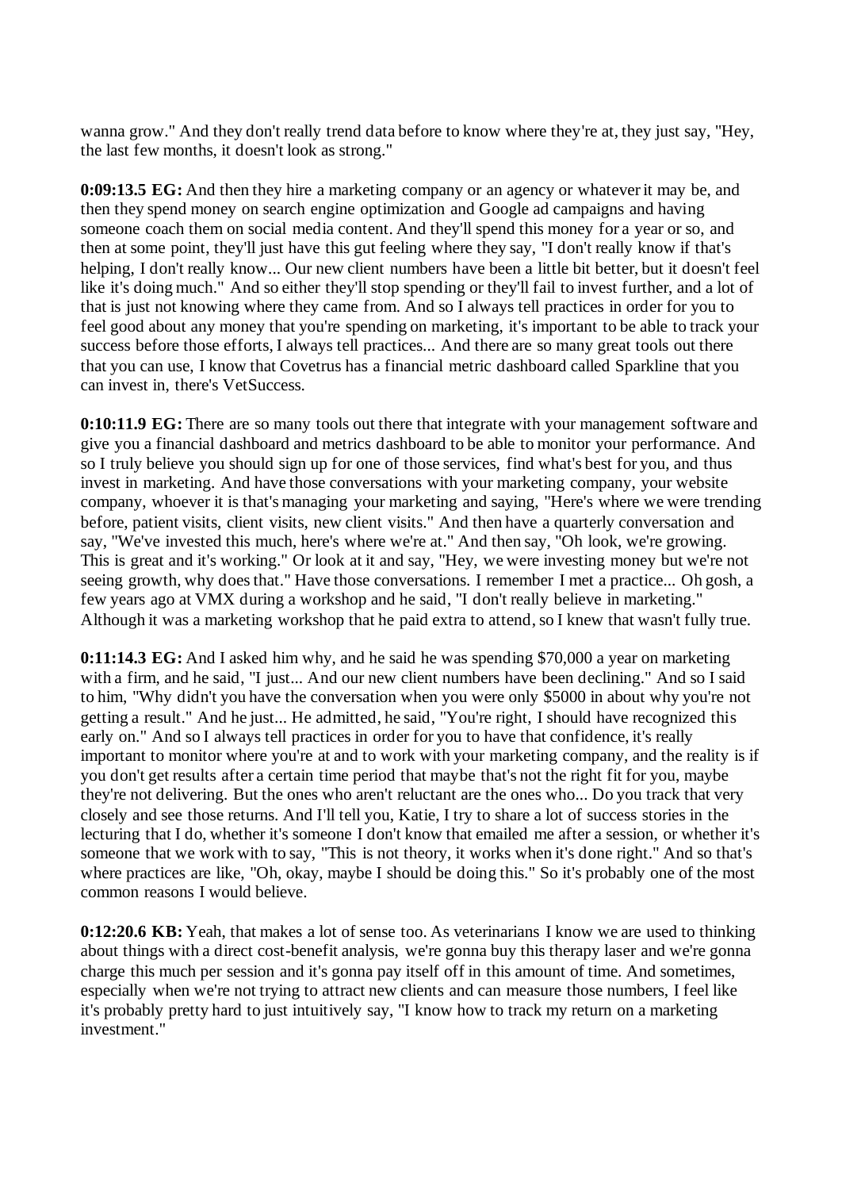wanna grow." And they don't really trend data before to know where they're at, they just say, "Hey, the last few months, it doesn't look as strong."

**0:09:13.5 EG:** And then they hire a marketing company or an agency or whatever it may be, and then they spend money on search engine optimization and Google ad campaigns and having someone coach them on social media content. And they'll spend this money for a year or so, and then at some point, they'll just have this gut feeling where they say, "I don't really know if that's helping, I don't really know... Our new client numbers have been a little bit better, but it doesn't feel like it's doing much." And so either they'll stop spending or they'll fail to invest further, and a lot of that is just not knowing where they came from. And so I always tell practices in order for you to feel good about any money that you're spending on marketing, it's important to be able to track your success before those efforts, I always tell practices... And there are so many great tools out there that you can use, I know that Covetrus has a financial metric dashboard called Sparkline that you can invest in, there's VetSuccess.

**0:10:11.9 EG:** There are so many tools out there that integrate with your management software and give you a financial dashboard and metrics dashboard to be able to monitor your performance. And so I truly believe you should sign up for one of those services, find what's best for you, and thus invest in marketing. And have those conversations with your marketing company, your website company, whoever it is that's managing your marketing and saying, "Here's where we were trending before, patient visits, client visits, new client visits." And then have a quarterly conversation and say, "We've invested this much, here's where we're at." And then say, "Oh look, we're growing. This is great and it's working." Or look at it and say, "Hey, we were investing money but we're not seeing growth, why does that." Have those conversations. I remember I met a practice... Oh gosh, a few years ago at VMX during a workshop and he said, "I don't really believe in marketing." Although it was a marketing workshop that he paid extra to attend, so I knew that wasn't fully true.

**0:11:14.3 EG:** And I asked him why, and he said he was spending $70,000 a year on marketing with a firm, and he said, "I just... And our new client numbers have been declining." And so I said to him, "Why didn't you have the conversation when you were only $5000 in about why you're not getting a result." And he just... He admitted, he said, "You're right, I should have recognized this early on." And so I always tell practices in order for you to have that confidence, it's really important to monitor where you're at and to work with your marketing company, and the reality is if you don't get results after a certain time period that maybe that's not the right fit for you, maybe they're not delivering. But the ones who aren't reluctant are the ones who... Do you track that very closely and see those returns. And I'll tell you, Katie, I try to share a lot of success stories in the lecturing that I do, whether it's someone I don't know that emailed me after a session, or whether it's someone that we work with to say, "This is not theory, it works when it's done right." And so that's where practices are like, "Oh, okay, maybe I should be doing this." So it's probably one of the most common reasons I would believe.

**0:12:20.6 KB:** Yeah, that makes a lot of sense too. As veterinarians I know we are used to thinking about things with a direct cost-benefit analysis, we're gonna buy this therapy laser and we're gonna charge this much per session and it's gonna pay itself off in this amount of time. And sometimes, especially when we're not trying to attract new clients and can measure those numbers, I feel like it's probably pretty hard to just intuitively say, "I know how to track my return on a marketing investment."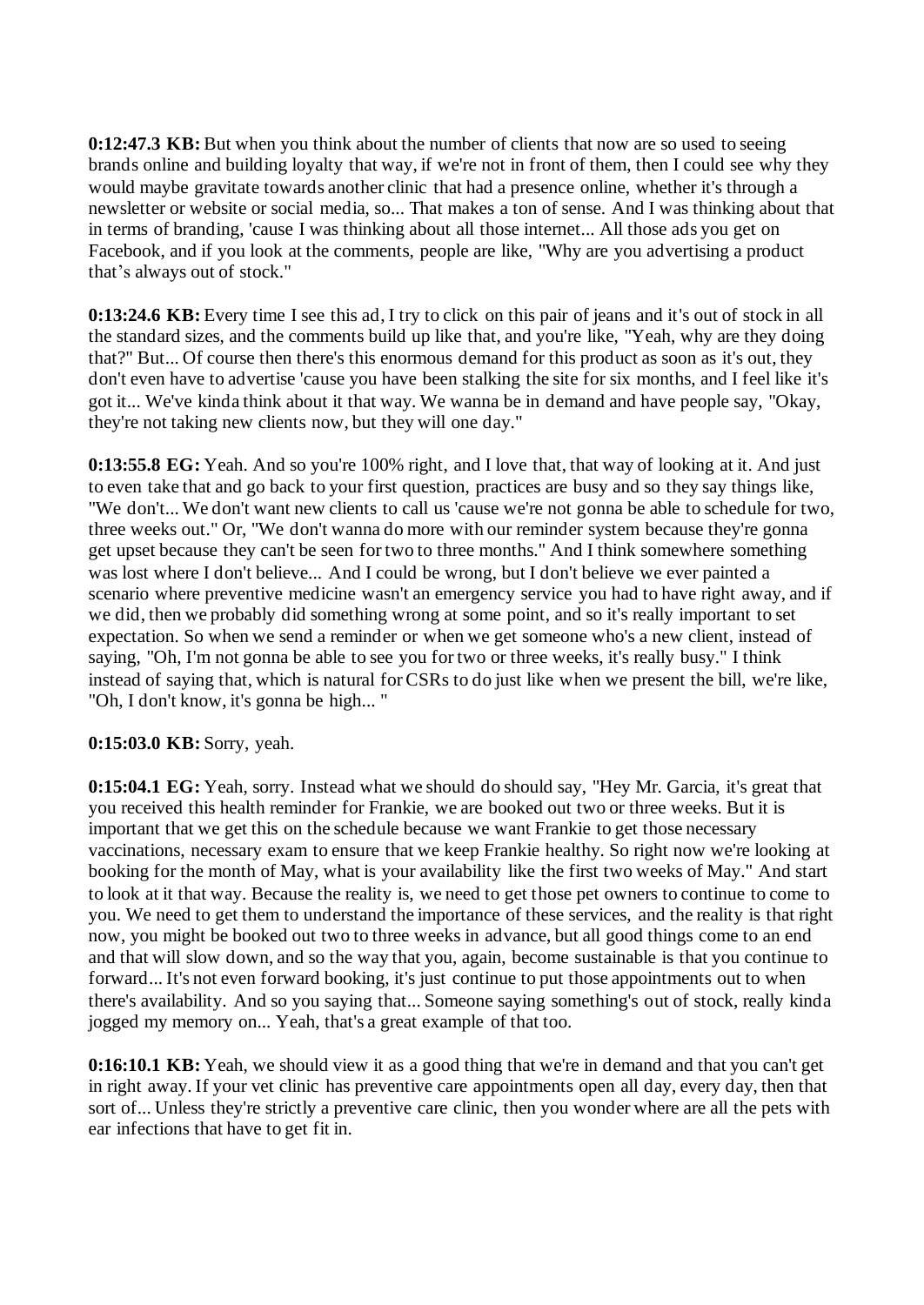**0:12:47.3 KB:** But when you think about the number of clients that now are so used to seeing brands online and building loyalty that way, if we're not in front of them, then I could see why they would maybe gravitate towards another clinic that had a presence online, whether it's through a newsletter or website or social media, so... That makes a ton of sense. And I was thinking about that in terms of branding, 'cause I was thinking about all those internet... All those ads you get on Facebook, and if you look at the comments, people are like, "Why are you advertising a product that's always out of stock."

**0:13:24.6 KB:** Every time I see this ad, I try to click on this pair of jeans and it's out of stock in all the standard sizes, and the comments build up like that, and you're like, "Yeah, why are they doing that?" But... Of course then there's this enormous demand for this product as soon as it's out, they don't even have to advertise 'cause you have been stalking the site for six months, and I feel like it's got it... We've kinda think about it that way. We wanna be in demand and have people say, "Okay, they're not taking new clients now, but they will one day."

**0:13:55.8 EG:** Yeah. And so you're 100% right, and I love that, that way of looking at it. And just to even take that and go back to your first question, practices are busy and so they say things like, "We don't... We don't want new clients to call us 'cause we're not gonna be able to schedule for two, three weeks out." Or, "We don't wanna do more with our reminder system because they're gonna get upset because they can't be seen for two to three months." And I think somewhere something was lost where I don't believe... And I could be wrong, but I don't believe we ever painted a scenario where preventive medicine wasn't an emergency service you had to have right away, and if we did, then we probably did something wrong at some point, and so it's really important to set expectation. So when we send a reminder or when we get someone who's a new client, instead of saying, "Oh, I'm not gonna be able to see you for two or three weeks, it's really busy." I think instead of saying that, which is natural for CSRs to do just like when we present the bill, we're like, "Oh, I don't know, it's gonna be high... "

**0:15:03.0 KB:** Sorry, yeah.

**0:15:04.1 EG:** Yeah, sorry. Instead what we should do should say, "Hey Mr. Garcia, it's great that you received this health reminder for Frankie, we are booked out two or three weeks. But it is important that we get this on the schedule because we want Frankie to get those necessary vaccinations, necessary exam to ensure that we keep Frankie healthy. So right now we're looking at booking for the month of May, what is your availability like the first two weeks of May." And start to look at it that way. Because the reality is, we need to get those pet owners to continue to come to you. We need to get them to understand the importance of these services, and the reality is that right now, you might be booked out two to three weeks in advance, but all good things come to an end and that will slow down, and so the way that you, again, become sustainable is that you continue to forward... It's not even forward booking, it's just continue to put those appointments out to when there's availability. And so you saying that... Someone saying something's out of stock, really kinda jogged my memory on... Yeah, that's a great example of that too.

**0:16:10.1 KB:** Yeah, we should view it as a good thing that we're in demand and that you can't get in right away. If your vet clinic has preventive care appointments open all day, every day, then that sort of... Unless they're strictly a preventive care clinic, then you wonder where are all the pets with ear infections that have to get fit in.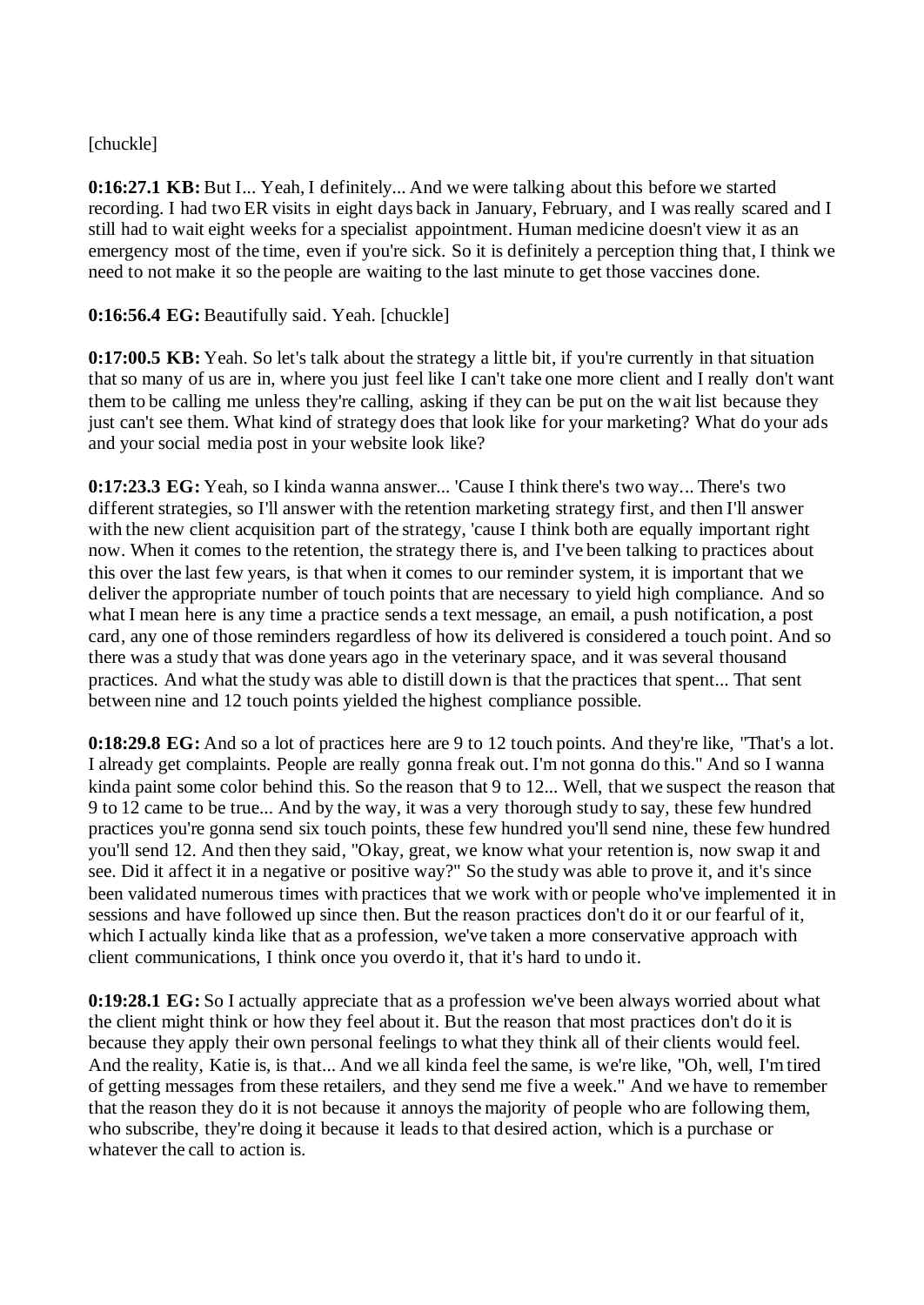[chuckle]

**0:16:27.1 KB:** But I... Yeah, I definitely... And we were talking about this before we started recording. I had two ER visits in eight days back in January, February, and I was really scared and I still had to wait eight weeks for a specialist appointment. Human medicine doesn't view it as an emergency most of the time, even if you're sick. So it is definitely a perception thing that, I think we need to not make it so the people are waiting to the last minute to get those vaccines done.

**0:16:56.4 EG:** Beautifully said. Yeah. [chuckle]

**0:17:00.5 KB:** Yeah. So let's talk about the strategy a little bit, if you're currently in that situation that so many of us are in, where you just feel like I can't take one more client and I really don't want them to be calling me unless they're calling, asking if they can be put on the wait list because they just can't see them. What kind of strategy does that look like for your marketing? What do your ads and your social media post in your website look like?

**0:17:23.3 EG:** Yeah, so I kinda wanna answer... 'Cause I think there's two way... There's two different strategies, so I'll answer with the retention marketing strategy first, and then I'll answer with the new client acquisition part of the strategy, 'cause I think both are equally important right now. When it comes to the retention, the strategy there is, and I've been talking to practices about this over the last few years, is that when it comes to our reminder system, it is important that we deliver the appropriate number of touch points that are necessary to yield high compliance. And so what I mean here is any time a practice sends a text message, an email, a push notification, a post card, any one of those reminders regardless of how its delivered is considered a touch point. And so there was a study that was done years ago in the veterinary space, and it was several thousand practices. And what the study was able to distill down is that the practices that spent... That sent between nine and 12 touch points yielded the highest compliance possible.

**0:18:29.8 EG:** And so a lot of practices here are 9 to 12 touch points. And they're like, "That's a lot. I already get complaints. People are really gonna freak out. I'm not gonna do this." And so I wanna kinda paint some color behind this. So the reason that 9 to 12... Well, that we suspect the reason that 9 to 12 came to be true... And by the way, it was a very thorough study to say, these few hundred practices you're gonna send six touch points, these few hundred you'll send nine, these few hundred you'll send 12. And then they said, "Okay, great, we know what your retention is, now swap it and see. Did it affect it in a negative or positive way?" So the study was able to prove it, and it's since been validated numerous times with practices that we work with or people who've implemented it in sessions and have followed up since then. But the reason practices don't do it or our fearful of it, which I actually kinda like that as a profession, we've taken a more conservative approach with client communications, I think once you overdo it, that it's hard to undo it.

**0:19:28.1 EG:** So I actually appreciate that as a profession we've been always worried about what the client might think or how they feel about it. But the reason that most practices don't do it is because they apply their own personal feelings to what they think all of their clients would feel. And the reality, Katie is, is that... And we all kinda feel the same, is we're like, "Oh, well, I'm tired of getting messages from these retailers, and they send me five a week." And we have to remember that the reason they do it is not because it annoys the majority of people who are following them, who subscribe, they're doing it because it leads to that desired action, which is a purchase or whatever the call to action is.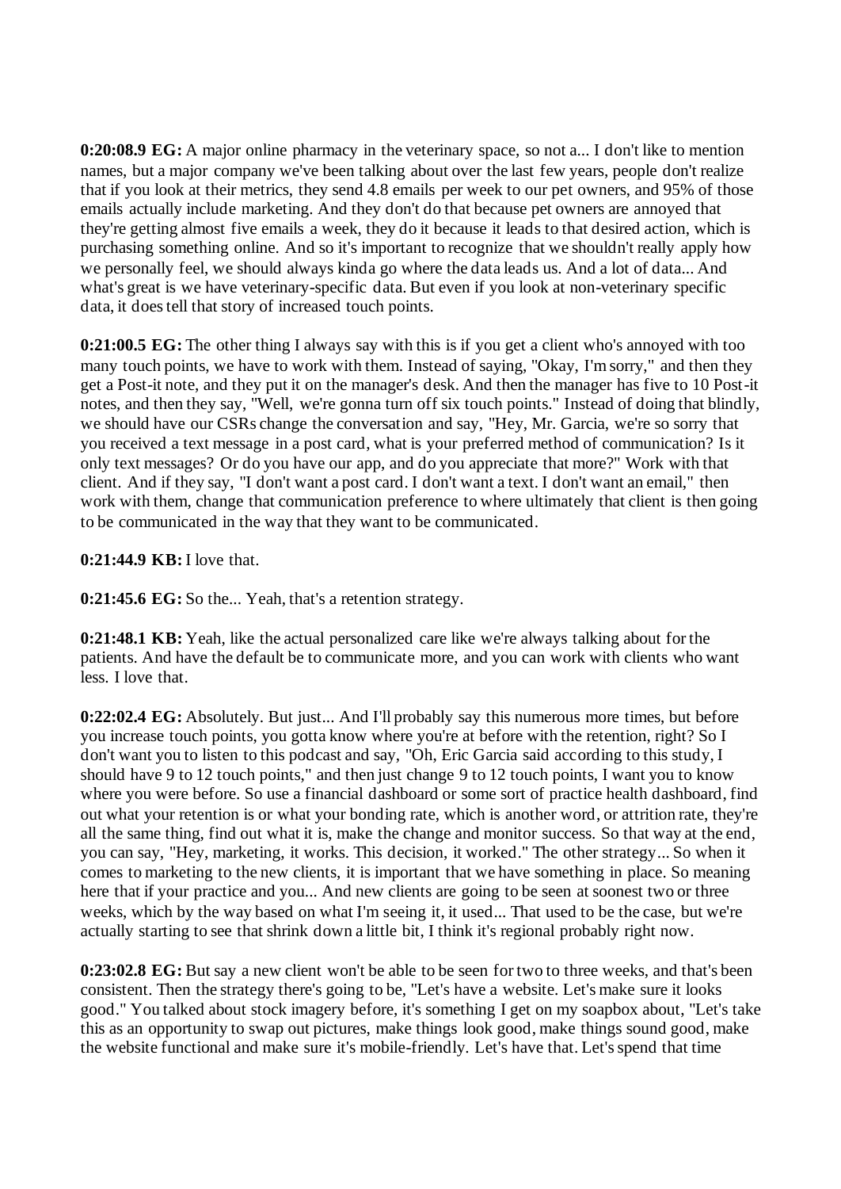**0:20:08.9 EG:** A major online pharmacy in the veterinary space, so not a... I don't like to mention names, but a major company we've been talking about over the last few years, people don't realize that if you look at their metrics, they send 4.8 emails per week to our pet owners, and 95% of those emails actually include marketing. And they don't do that because pet owners are annoyed that they're getting almost five emails a week, they do it because it leads to that desired action, which is purchasing something online. And so it's important to recognize that we shouldn't really apply how we personally feel, we should always kinda go where the data leads us. And a lot of data... And what's great is we have veterinary-specific data. But even if you look at non-veterinary specific data, it does tell that story of increased touch points.

**0:21:00.5 EG:** The other thing I always say with this is if you get a client who's annoyed with too many touch points, we have to work with them. Instead of saying, "Okay, I'm sorry," and then they get a Post-it note, and they put it on the manager's desk. And then the manager has five to 10 Post-it notes, and then they say, "Well, we're gonna turn off six touch points." Instead of doing that blindly, we should have our CSRs change the conversation and say, "Hey, Mr. Garcia, we're so sorry that you received a text message in a post card, what is your preferred method of communication? Is it only text messages? Or do you have our app, and do you appreciate that more?" Work with that client. And if they say, "I don't want a post card. I don't want a text. I don't want an email," then work with them, change that communication preference to where ultimately that client is then going to be communicated in the way that they want to be communicated.

**0:21:44.9 KB:** I love that.

**0:21:45.6 EG:** So the... Yeah, that's a retention strategy.

**0:21:48.1 KB:** Yeah, like the actual personalized care like we're always talking about for the patients. And have the default be to communicate more, and you can work with clients who want less. I love that.

**0:22:02.4 EG:** Absolutely. But just... And I'll probably say this numerous more times, but before you increase touch points, you gotta know where you're at before with the retention, right? So I don't want you to listen to this podcast and say, "Oh, Eric Garcia said according to this study, I should have 9 to 12 touch points," and then just change 9 to 12 touch points, I want you to know where you were before. So use a financial dashboard or some sort of practice health dashboard, find out what your retention is or what your bonding rate, which is another word, or attrition rate, they're all the same thing, find out what it is, make the change and monitor success. So that way at the end, you can say, "Hey, marketing, it works. This decision, it worked." The other strategy... So when it comes to marketing to the new clients, it is important that we have something in place. So meaning here that if your practice and you... And new clients are going to be seen at soonest two or three weeks, which by the way based on what I'm seeing it, it used... That used to be the case, but we're actually starting to see that shrink down a little bit, I think it's regional probably right now.

**0:23:02.8 EG:** But say a new client won't be able to be seen for two to three weeks, and that's been consistent. Then the strategy there's going to be, "Let's have a website. Let's make sure it looks good." You talked about stock imagery before, it's something I get on my soapbox about, "Let's take this as an opportunity to swap out pictures, make things look good, make things sound good, make the website functional and make sure it's mobile-friendly. Let's have that. Let's spend that time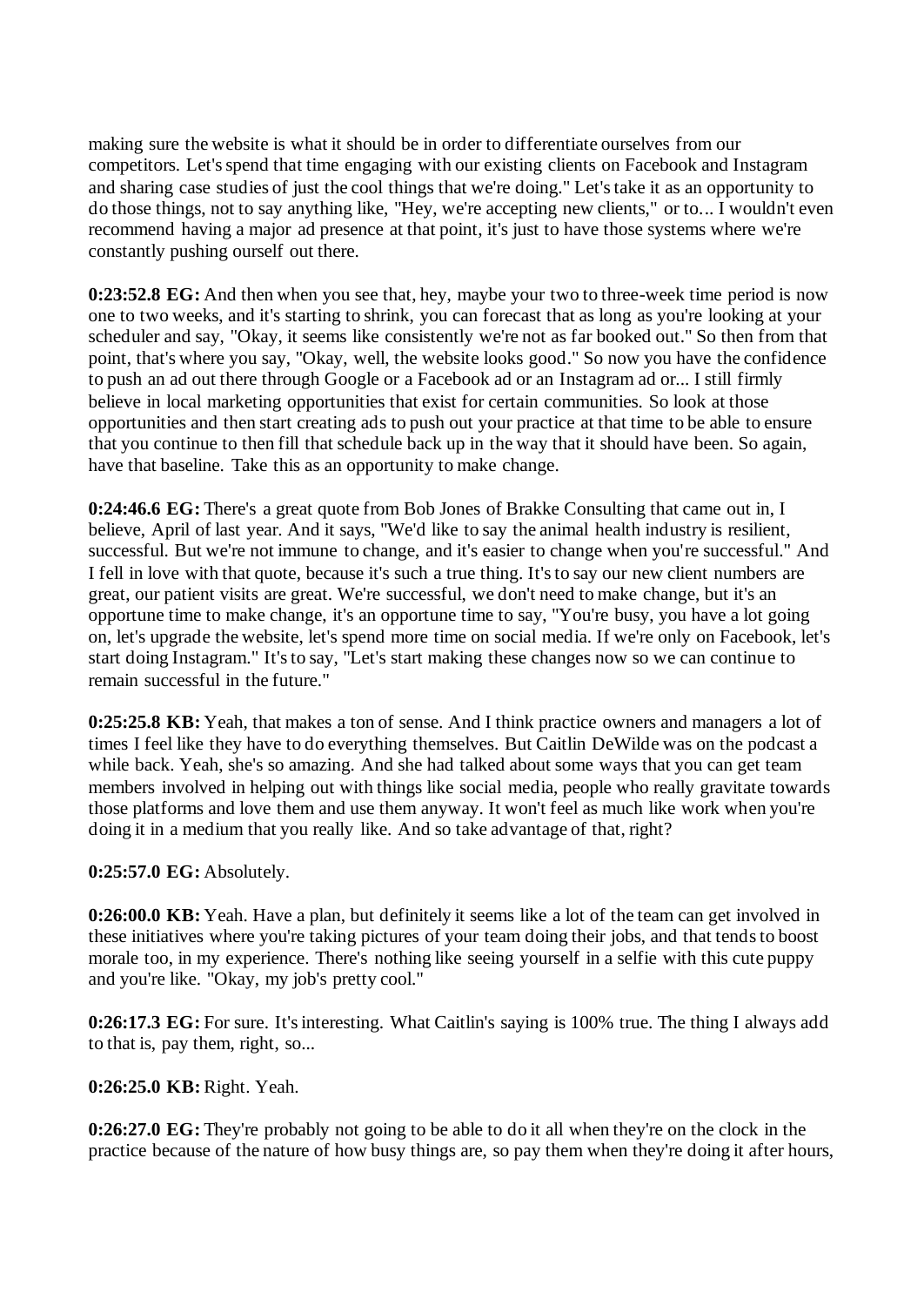making sure the website is what it should be in order to differentiate ourselves from our competitors. Let's spend that time engaging with our existing clients on Facebook and Instagram and sharing case studies of just the cool things that we're doing." Let's take it as an opportunity to do those things, not to say anything like, "Hey, we're accepting new clients," or to... I wouldn't even recommend having a major ad presence at that point, it's just to have those systems where we're constantly pushing ourself out there.

**0:23:52.8 EG:** And then when you see that, hey, maybe your two to three-week time period is now one to two weeks, and it's starting to shrink, you can forecast that as long as you're looking at your scheduler and say, "Okay, it seems like consistently we're not as far booked out." So then from that point, that's where you say, "Okay, well, the website looks good." So now you have the confidence to push an ad out there through Google or a Facebook ad or an Instagram ad or... I still firmly believe in local marketing opportunities that exist for certain communities. So look at those opportunities and then start creating ads to push out your practice at that time to be able to ensure that you continue to then fill that schedule back up in the way that it should have been. So again, have that baseline. Take this as an opportunity to make change.

**0:24:46.6 EG:** There's a great quote from Bob Jones of Brakke Consulting that came out in, I believe, April of last year. And it says, "We'd like to say the animal health industry is resilient, successful. But we're not immune to change, and it's easier to change when you're successful." And I fell in love with that quote, because it's such a true thing. It's to say our new client numbers are great, our patient visits are great. We're successful, we don't need to make change, but it's an opportune time to make change, it's an opportune time to say, "You're busy, you have a lot going on, let's upgrade the website, let's spend more time on social media. If we're only on Facebook, let's start doing Instagram." It's to say, "Let's start making these changes now so we can continue to remain successful in the future."

**0:25:25.8 KB:** Yeah, that makes a ton of sense. And I think practice owners and managers a lot of times I feel like they have to do everything themselves. But Caitlin DeWilde was on the podcast a while back. Yeah, she's so amazing. And she had talked about some ways that you can get team members involved in helping out with things like social media, people who really gravitate towards those platforms and love them and use them anyway. It won't feel as much like work when you're doing it in a medium that you really like. And so take advantage of that, right?

**0:25:57.0 EG:** Absolutely.

**0:26:00.0 KB:** Yeah. Have a plan, but definitely it seems like a lot of the team can get involved in these initiatives where you're taking pictures of your team doing their jobs, and that tends to boost morale too, in my experience. There's nothing like seeing yourself in a selfie with this cute puppy and you're like. "Okay, my job's pretty cool."

**0:26:17.3 EG:** For sure. It's interesting. What Caitlin's saying is 100% true. The thing I always add to that is, pay them, right, so...

**0:26:25.0 KB:** Right. Yeah.

**0:26:27.0 EG:** They're probably not going to be able to do it all when they're on the clock in the practice because of the nature of how busy things are, so pay them when they're doing it after hours,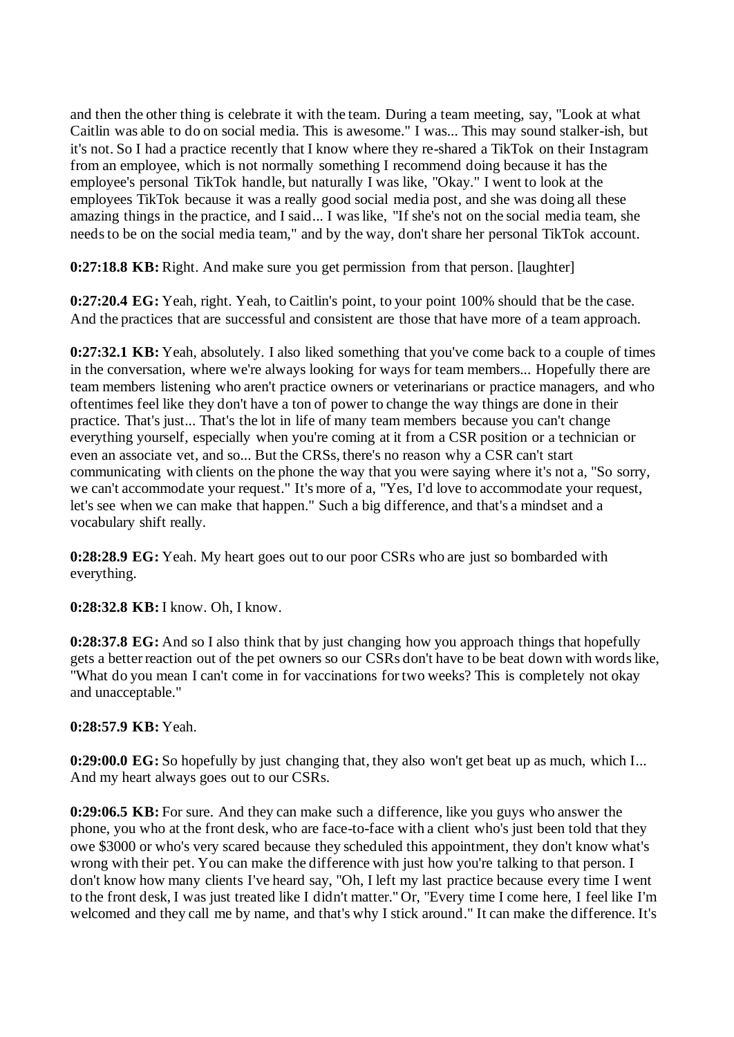and then the other thing is celebrate it with the team. During a team meeting, say, "Look at what Caitlin was able to do on social media. This is awesome." I was... This may sound stalker-ish, but it's not. So I had a practice recently that I know where they re-shared a TikTok on their Instagram from an employee, which is not normally something I recommend doing because it has the employee's personal TikTok handle, but naturally I was like, "Okay." I went to look at the employees TikTok because it was a really good social media post, and she was doing all these amazing things in the practice, and I said... I was like, "If she's not on the social media team, she needs to be on the social media team," and by the way, don't share her personal TikTok account.

**0:27:18.8 KB:** Right. And make sure you get permission from that person. [laughter]

**0:27:20.4 EG:** Yeah, right. Yeah, to Caitlin's point, to your point 100% should that be the case. And the practices that are successful and consistent are those that have more of a team approach.

**0:27:32.1 KB:** Yeah, absolutely. I also liked something that you've come back to a couple of times in the conversation, where we're always looking for ways for team members... Hopefully there are team members listening who aren't practice owners or veterinarians or practice managers, and who oftentimes feel like they don't have a ton of power to change the way things are done in their practice. That's just... That's the lot in life of many team members because you can't change everything yourself, especially when you're coming at it from a CSR position or a technician or even an associate vet, and so... But the CRSs, there's no reason why a CSR can't start communicating with clients on the phone the way that you were saying where it's not a, "So sorry, we can't accommodate your request." It's more of a, "Yes, I'd love to accommodate your request, let's see when we can make that happen." Such a big difference, and that's a mindset and a vocabulary shift really.

**0:28:28.9 EG:** Yeah. My heart goes out to our poor CSRs who are just so bombarded with everything.

**0:28:32.8 KB:** I know. Oh, I know.

**0:28:37.8 EG:** And so I also think that by just changing how you approach things that hopefully gets a better reaction out of the pet owners so our CSRs don't have to be beat down with words like, "What do you mean I can't come in for vaccinations for two weeks? This is completely not okay and unacceptable."

**0:28:57.9 KB:** Yeah.

**0:29:00.0 EG:** So hopefully by just changing that, they also won't get beat up as much, which I... And my heart always goes out to our CSRs.

**0:29:06.5 KB:** For sure. And they can make such a difference, like you guys who answer the phone, you who at the front desk, who are face-to-face with a client who's just been told that they owe $3000 or who's very scared because they scheduled this appointment, they don't know what's wrong with their pet. You can make the difference with just how you're talking to that person. I don't know how many clients I've heard say, "Oh, I left my last practice because every time I went to the front desk, I was just treated like I didn't matter." Or, "Every time I come here, I feel like I'm welcomed and they call me by name, and that's why I stick around." It can make the difference. It's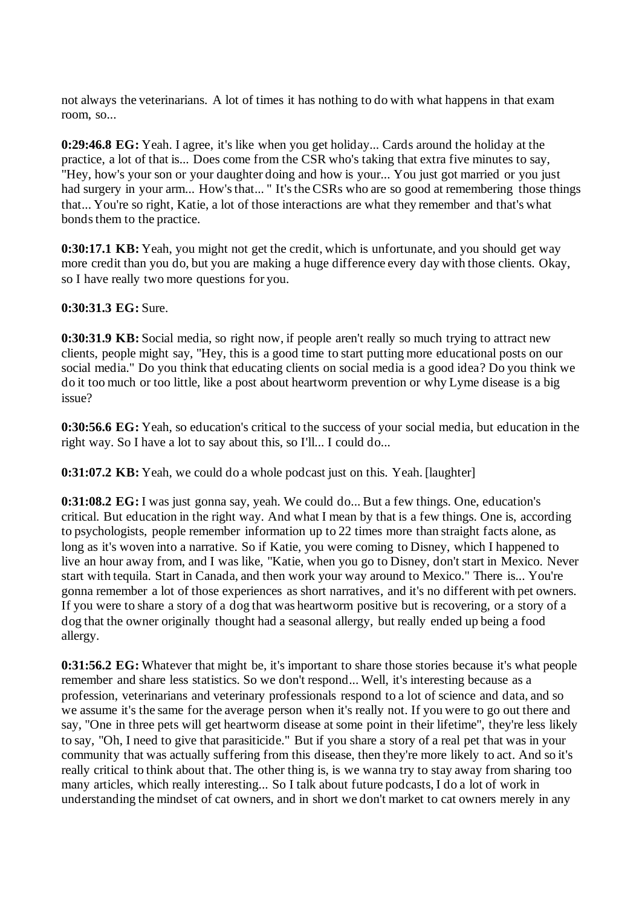not always the veterinarians. A lot of times it has nothing to do with what happens in that exam room, so...

**0:29:46.8 EG:** Yeah. I agree, it's like when you get holiday... Cards around the holiday at the practice, a lot of that is... Does come from the CSR who's taking that extra five minutes to say, "Hey, how's your son or your daughter doing and how is your... You just got married or you just had surgery in your arm... How's that... " It's the CSRs who are so good at remembering those things that... You're so right, Katie, a lot of those interactions are what they remember and that's what bonds them to the practice.

**0:30:17.1 KB:** Yeah, you might not get the credit, which is unfortunate, and you should get way more credit than you do, but you are making a huge difference every day with those clients. Okay, so I have really two more questions for you.

**0:30:31.3 EG:** Sure.

**0:30:31.9 KB:** Social media, so right now, if people aren't really so much trying to attract new clients, people might say, "Hey, this is a good time to start putting more educational posts on our social media." Do you think that educating clients on social media is a good idea? Do you think we do it too much or too little, like a post about heartworm prevention or why Lyme disease is a big issue?

**0:30:56.6 EG:** Yeah, so education's critical to the success of your social media, but education in the right way. So I have a lot to say about this, so I'll... I could do...

**0:31:07.2 KB:** Yeah, we could do a whole podcast just on this. Yeah. [laughter]

**0:31:08.2 EG:** I was just gonna say, yeah. We could do... But a few things. One, education's critical. But education in the right way. And what I mean by that is a few things. One is, according to psychologists, people remember information up to 22 times more than straight facts alone, as long as it's woven into a narrative. So if Katie, you were coming to Disney, which I happened to live an hour away from, and I was like, "Katie, when you go to Disney, don't start in Mexico. Never start with tequila. Start in Canada, and then work your way around to Mexico." There is... You're gonna remember a lot of those experiences as short narratives, and it's no different with pet owners. If you were to share a story of a dog that was heartworm positive but is recovering, or a story of a dog that the owner originally thought had a seasonal allergy, but really ended up being a food allergy.

**0:31:56.2 EG:** Whatever that might be, it's important to share those stories because it's what people remember and share less statistics. So we don't respond... Well, it's interesting because as a profession, veterinarians and veterinary professionals respond to a lot of science and data, and so we assume it's the same for the average person when it's really not. If you were to go out there and say, "One in three pets will get heartworm disease at some point in their lifetime", they're less likely to say, "Oh, I need to give that parasiticide." But if you share a story of a real pet that was in your community that was actually suffering from this disease, then they're more likely to act. And so it's really critical to think about that. The other thing is, is we wanna try to stay away from sharing too many articles, which really interesting... So I talk about future podcasts, I do a lot of work in understanding the mindset of cat owners, and in short we don't market to cat owners merely in any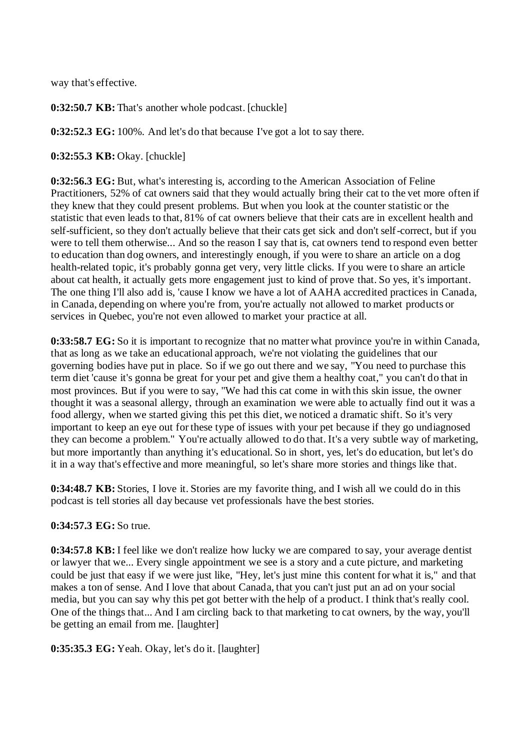way that's effective.

**0:32:50.7 KB:** That's another whole podcast. [chuckle]

**0:32:52.3 EG:** 100%. And let's do that because I've got a lot to say there.

**0:32:55.3 KB:** Okay. [chuckle]

**0:32:56.3 EG:** But, what's interesting is, according to the American Association of Feline Practitioners, 52% of cat owners said that they would actually bring their cat to the vet more often if they knew that they could present problems. But when you look at the counter statistic or the statistic that even leads to that, 81% of cat owners believe that their cats are in excellent health and self-sufficient, so they don't actually believe that their cats get sick and don't self-correct, but if you were to tell them otherwise... And so the reason I say that is, cat owners tend to respond even better to education than dog owners, and interestingly enough, if you were to share an article on a dog health-related topic, it's probably gonna get very, very little clicks. If you were to share an article about cat health, it actually gets more engagement just to kind of prove that. So yes, it's important. The one thing I'll also add is, 'cause I know we have a lot of AAHA accredited practices in Canada, in Canada, depending on where you're from, you're actually not allowed to market products or services in Quebec, you're not even allowed to market your practice at all.

**0:33:58.7 EG:** So it is important to recognize that no matter what province you're in within Canada, that as long as we take an educational approach, we're not violating the guidelines that our governing bodies have put in place. So if we go out there and we say, "You need to purchase this term diet 'cause it's gonna be great for your pet and give them a healthy coat," you can't do that in most provinces. But if you were to say, "We had this cat come in with this skin issue, the owner thought it was a seasonal allergy, through an examination we were able to actually find out it was a food allergy, when we started giving this pet this diet, we noticed a dramatic shift. So it's very important to keep an eye out for these type of issues with your pet because if they go undiagnosed they can become a problem." You're actually allowed to do that. It's a very subtle way of marketing, but more importantly than anything it's educational. So in short, yes, let's do education, but let's do it in a way that's effective and more meaningful, so let's share more stories and things like that.

**0:34:48.7 KB:** Stories, I love it. Stories are my favorite thing, and I wish all we could do in this podcast is tell stories all day because vet professionals have the best stories.

**0:34:57.3 EG:** So true.

**0:34:57.8 KB:** I feel like we don't realize how lucky we are compared to say, your average dentist or lawyer that we... Every single appointment we see is a story and a cute picture, and marketing could be just that easy if we were just like, "Hey, let's just mine this content for what it is," and that makes a ton of sense. And I love that about Canada, that you can't just put an ad on your social media, but you can say why this pet got better with the help of a product. I think that's really cool. One of the things that... And I am circling back to that marketing to cat owners, by the way, you'll be getting an email from me. [laughter]

**0:35:35.3 EG:** Yeah. Okay, let's do it. [laughter]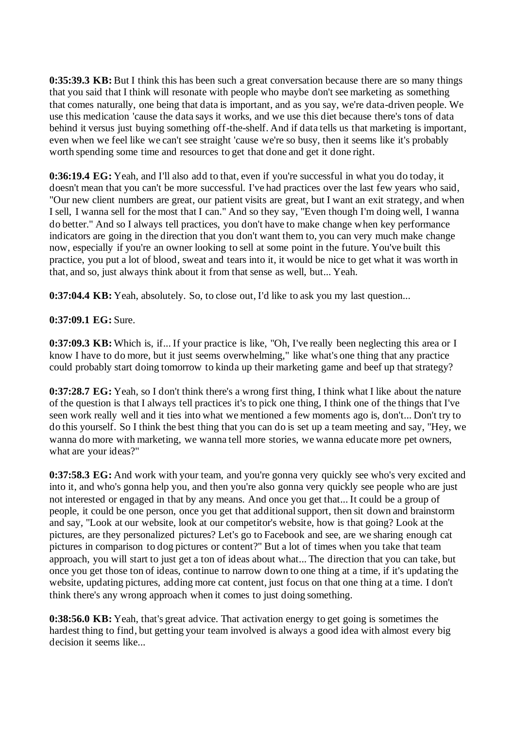**0:35:39.3 KB:** But I think this has been such a great conversation because there are so many things that you said that I think will resonate with people who maybe don't see marketing as something that comes naturally, one being that data is important, and as you say, we're data-driven people. We use this medication 'cause the data says it works, and we use this diet because there's tons of data behind it versus just buying something off-the-shelf. And if data tells us that marketing is important, even when we feel like we can't see straight 'cause we're so busy, then it seems like it's probably worth spending some time and resources to get that done and get it done right.

**0:36:19.4 EG:** Yeah, and I'll also add to that, even if you're successful in what you do today, it doesn't mean that you can't be more successful. I've had practices over the last few years who said, "Our new client numbers are great, our patient visits are great, but I want an exit strategy, and when I sell, I wanna sell for the most that I can." And so they say, "Even though I'm doing well, I wanna do better." And so I always tell practices, you don't have to make change when key performance indicators are going in the direction that you don't want them to, you can very much make change now, especially if you're an owner looking to sell at some point in the future. You've built this practice, you put a lot of blood, sweat and tears into it, it would be nice to get what it was worth in that, and so, just always think about it from that sense as well, but... Yeah.

**0:37:04.4 KB:** Yeah, absolutely. So, to close out, I'd like to ask you my last question...

**0:37:09.1 EG:** Sure.

**0:37:09.3 KB:** Which is, if... If your practice is like, "Oh, I've really been neglecting this area or I know I have to do more, but it just seems overwhelming," like what's one thing that any practice could probably start doing tomorrow to kinda up their marketing game and beef up that strategy?

**0:37:28.7 EG:** Yeah, so I don't think there's a wrong first thing, I think what I like about the nature of the question is that I always tell practices it's to pick one thing, I think one of the things that I've seen work really well and it ties into what we mentioned a few moments ago is, don't... Don't try to do this yourself. So I think the best thing that you can do is set up a team meeting and say, "Hey, we wanna do more with marketing, we wanna tell more stories, we wanna educate more pet owners, what are your ideas?"

**0:37:58.3 EG:** And work with your team, and you're gonna very quickly see who's very excited and into it, and who's gonna help you, and then you're also gonna very quickly see people who are just not interested or engaged in that by any means. And once you get that... It could be a group of people, it could be one person, once you get that additional support, then sit down and brainstorm and say, "Look at our website, look at our competitor's website, how is that going? Look at the pictures, are they personalized pictures? Let's go to Facebook and see, are we sharing enough cat pictures in comparison to dog pictures or content?" But a lot of times when you take that team approach, you will start to just get a ton of ideas about what... The direction that you can take, but once you get those ton of ideas, continue to narrow down to one thing at a time, if it's updating the website, updating pictures, adding more cat content, just focus on that one thing at a time. I don't think there's any wrong approach when it comes to just doing something.

**0:38:56.0 KB:** Yeah, that's great advice. That activation energy to get going is sometimes the hardest thing to find, but getting your team involved is always a good idea with almost every big decision it seems like...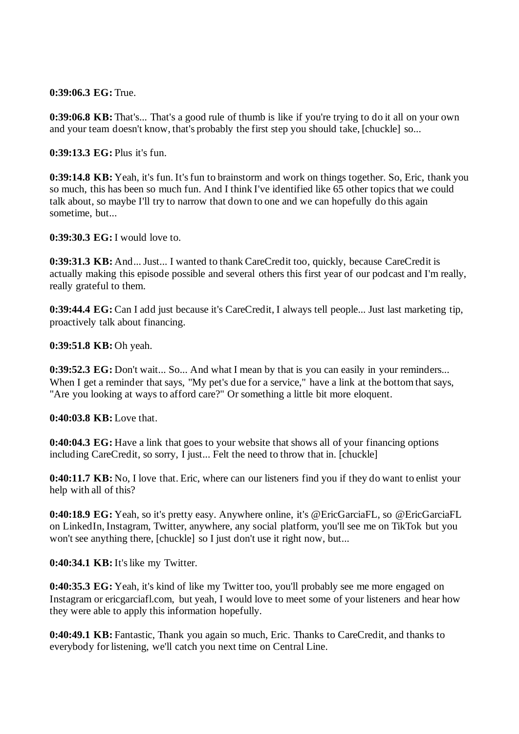**0:39:06.3 EG:** True.

**0:39:06.8 KB:** That's... That's a good rule of thumb is like if you're trying to do it all on your own and your team doesn't know, that's probably the first step you should take, [chuckle] so...

**0:39:13.3 EG:** Plus it's fun.

**0:39:14.8 KB:** Yeah, it's fun. It's fun to brainstorm and work on things together. So, Eric, thank you so much, this has been so much fun. And I think I've identified like 65 other topics that we could talk about, so maybe I'll try to narrow that down to one and we can hopefully do this again sometime, but...

**0:39:30.3 EG:** I would love to.

**0:39:31.3 KB:** And... Just... I wanted to thank CareCredit too, quickly, because CareCredit is actually making this episode possible and several others this first year of our podcast and I'm really, really grateful to them.

**0:39:44.4 EG:** Can I add just because it's CareCredit, I always tell people... Just last marketing tip, proactively talk about financing.

**0:39:51.8 KB:** Oh yeah.

**0:39:52.3 EG:** Don't wait... So... And what I mean by that is you can easily in your reminders... When I get a reminder that says, "My pet's due for a service," have a link at the bottom that says, "Are you looking at ways to afford care?" Or something a little bit more eloquent.

**0:40:03.8 KB:** Love that.

**0:40:04.3 EG:** Have a link that goes to your website that shows all of your financing options including CareCredit, so sorry, I just... Felt the need to throw that in. [chuckle]

**0:40:11.7 KB:** No, I love that. Eric, where can our listeners find you if they do want to enlist your help with all of this?

**0:40:18.9 EG:** Yeah, so it's pretty easy. Anywhere online, it's @EricGarciaFL, so @EricGarciaFL on LinkedIn, Instagram, Twitter, anywhere, any social platform, you'll see me on TikTok but you won't see anything there, [chuckle] so I just don't use it right now, but...

**0:40:34.1 KB:** It's like my Twitter.

**0:40:35.3 EG:** Yeah, it's kind of like my Twitter too, you'll probably see me more engaged on Instagram or ericgarciafl.com, but yeah, I would love to meet some of your listeners and hear how they were able to apply this information hopefully.

**0:40:49.1 KB:** Fantastic, Thank you again so much, Eric. Thanks to CareCredit, and thanks to everybody for listening, we'll catch you next time on Central Line.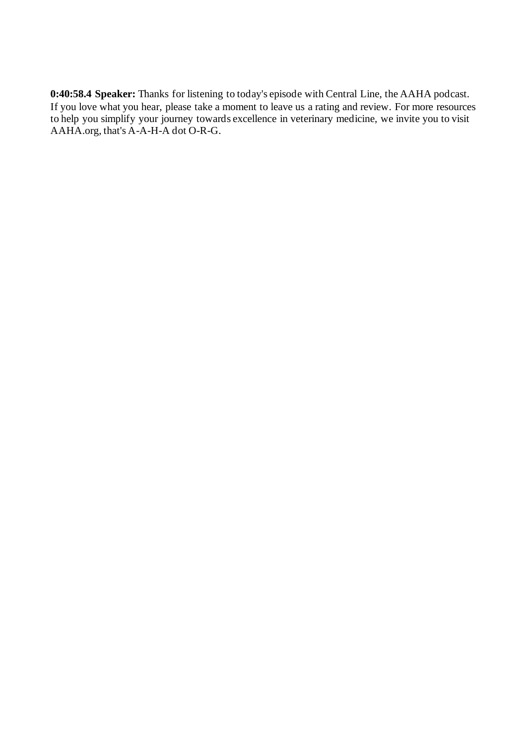**0:40:58.4 Speaker:** Thanks for listening to today's episode with Central Line, the AAHA podcast. If you love what you hear, please take a moment to leave us a rating and review. For more resources to help you simplify your journey towards excellence in veterinary medicine, we invite you to visit AAHA.org, that's A-A-H-A dot O-R-G.